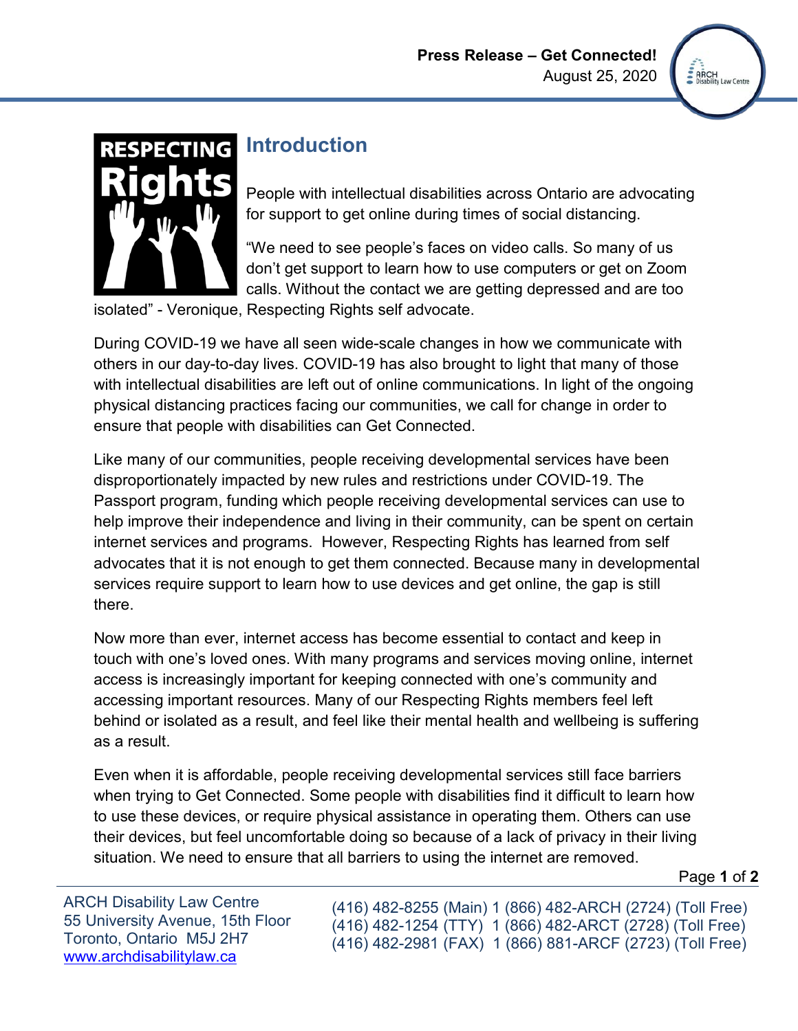**Press Release – Get Connected!**
August 25, 2020

## Introduction

People with intellectual disabilities across Ontario are advocating for support to get online during times of social distancing.

"We need to see people's faces on video calls. So many of us don't get support to learn how to use computers or get on Zoom calls. Without the contact we are getting depressed and are too isolated" - Veronique, Respecting Rights self advocate.

During COVID-19 we have all seen wide-scale changes in how we communicate with others in our day-to-day lives. COVID-19 has also brought to light that many of those with intellectual disabilities are left out of online communications. In light of the ongoing physical distancing practices facing our communities, we call for change in order to ensure that people with disabilities can Get Connected.

Like many of our communities, people receiving developmental services have been disproportionately impacted by new rules and restrictions under COVID-19. The Passport program, funding which people receiving developmental services can use to help improve their independence and living in their community, can be spent on certain internet services and programs. However, Respecting Rights has learned from self advocates that it is not enough to get them connected. Because many in developmental services require support to learn how to use devices and get online, the gap is still there.

Now more than ever, internet access has become essential to contact and keep in touch with one's loved ones. With many programs and services moving online, internet access is increasingly important for keeping connected with one's community and accessing important resources. Many of our Respecting Rights members feel left behind or isolated as a result, and feel like their mental health and wellbeing is suffering as a result.

Even when it is affordable, people receiving developmental services still face barriers when trying to Get Connected. Some people with disabilities find it difficult to learn how to use these devices, or require physical assistance in operating them. Others can use their devices, but feel uncomfortable doing so because of a lack of privacy in their living situation. We need to ensure that all barriers to using the internet are removed.

ARCH Disability Law Centre
55 University Avenue, 15th Floor
Toronto, Ontario M5J 2H7
www.archdisabilitylaw.ca

(416) 482-8255 (Main) 1 (866) 482-ARCH (2724) (Toll Free)
(416) 482-1254 (TTY) 1 (866) 482-ARCT (2728) (Toll Free)
(416) 482-2981 (FAX) 1 (866) 881-ARCF (2723) (Toll Free)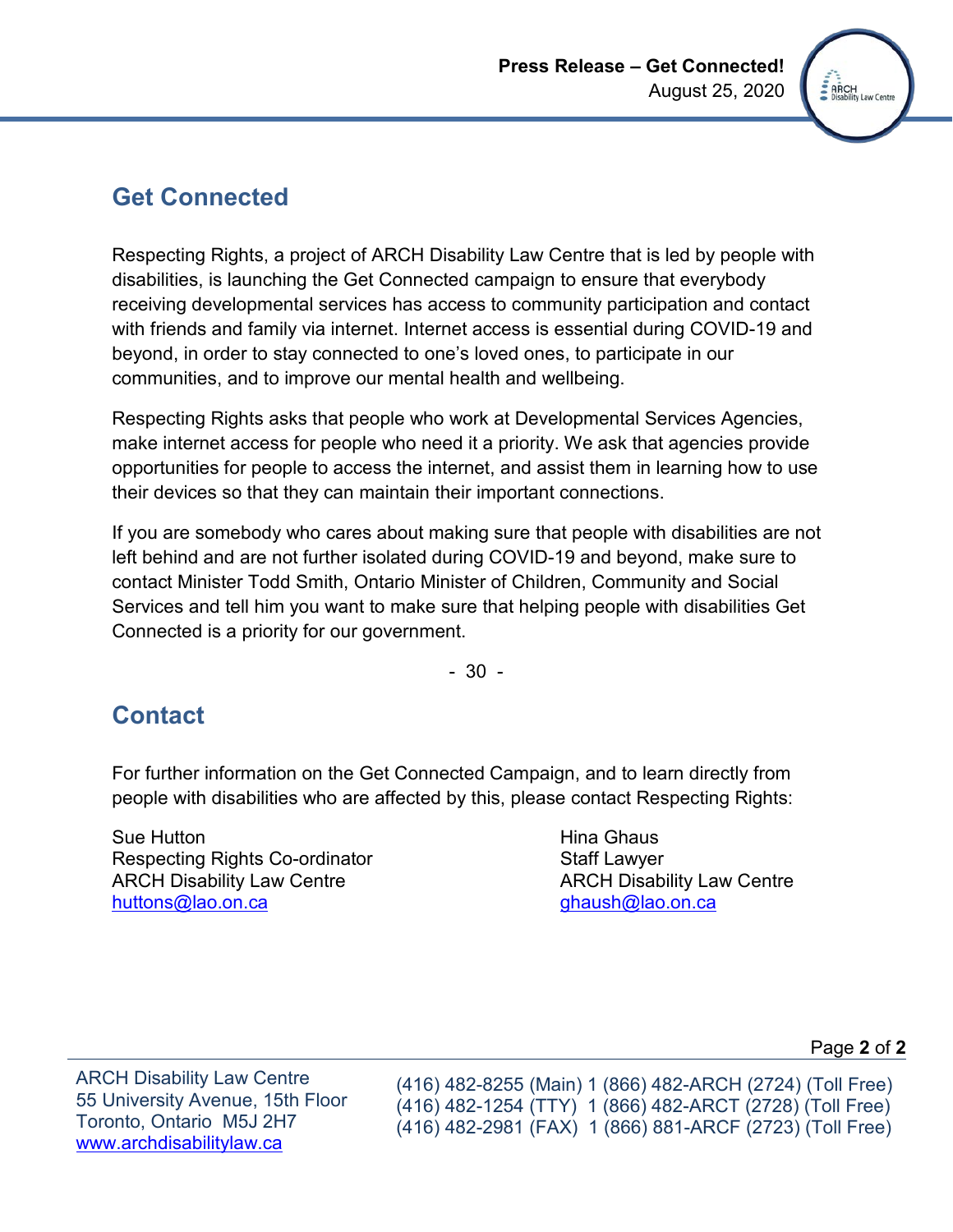## Get Connected

Respecting Rights, a project of ARCH Disability Law Centre that is led by people with disabilities, is launching the Get Connected campaign to ensure that everybody receiving developmental services has access to community participation and contact with friends and family via internet. Internet access is essential during COVID-19 and beyond, in order to stay connected to one's loved ones, to participate in our communities, and to improve our mental health and wellbeing.

Respecting Rights asks that people who work at Developmental Services Agencies, make internet access for people who need it a priority. We ask that agencies provide opportunities for people to access the internet, and assist them in learning how to use their devices so that they can maintain their important connections.

If you are somebody who cares about making sure that people with disabilities are not left behind and are not further isolated during COVID-19 and beyond, make sure to contact Minister Todd Smith, Ontario Minister of Children, Community and Social Services and tell him you want to make sure that helping people with disabilities Get Connected is a priority for our government.

\- 30 -

## Contact

For further information on the Get Connected Campaign, and to learn directly from people with disabilities who are affected by this, please contact Respecting Rights:

Sue Hutton
Respecting Rights Co-ordinator
ARCH Disability Law Centre
huttons@lao.on.ca

Hina Ghaus
Staff Lawyer
ARCH Disability Law Centre
ghaush@lao.on.ca

ARCH Disability Law Centre
55 University Avenue, 15th Floor
Toronto, Ontario M5J 2H7
www.archdisabilitylaw.ca

(416) 482-8255 (Main) 1 (866) 482-ARCH (2724) (Toll Free)
(416) 482-1254 (TTY) 1 (866) 482-ARCT (2728) (Toll Free)
(416) 482-2981 (FAX) 1 (866) 881-ARCF (2723) (Toll Free)